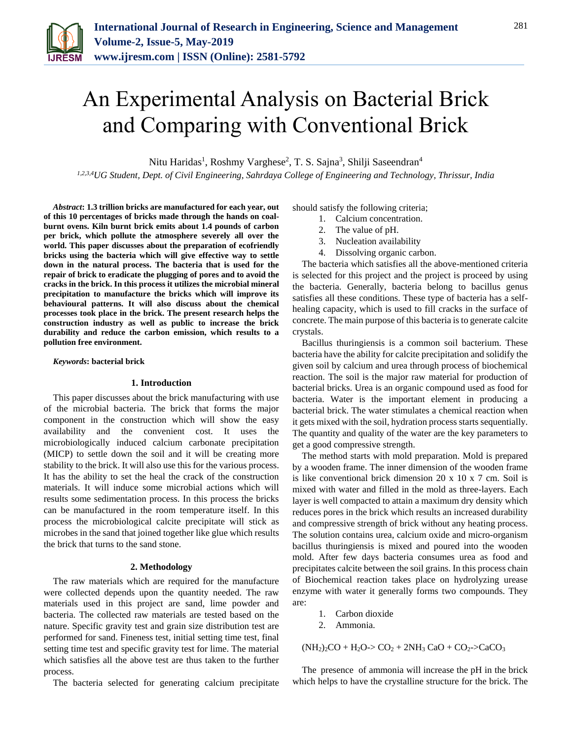# An Experimental Analysis on Bacterial Brick and Comparing with Conventional Brick

Nitu Haridas[1], Roshmy Varghese[2], T. S. Sajna[3], Shilji Saseendran[4]

*[1,2,3,4]UG Student, Dept. of Civil Engineering, Sahrdaya College of Engineering and Technology, Thrissur, India*

***Abstract*: 1.3 trillion bricks are manufactured for each year, out of this 10 percentages of bricks made through the hands on coal-burnt ovens. Kiln burnt brick emits about 1.4 pounds of carbon per brick, which pollute the atmosphere severely all over the world. This paper discusses about the preparation of ecofriendly bricks using the bacteria which will give effective way to settle down in the natural process. The bacteria that is used for the repair of brick to eradicate the plugging of pores and to avoid the cracks in the brick. In this process it utilizes the microbial mineral precipitation to manufacture the bricks which will improve its behavioural patterns. It will also discuss about the chemical processes took place in the brick. The present research helps the construction industry as well as public to increase the brick durability and reduce the carbon emission, which results to a pollution free environment.**

***Keywords*: bacterial brick**

## 1. Introduction

This paper discusses about the brick manufacturing with use of the microbial bacteria. The brick that forms the major component in the construction which will show the easy availability and the convenient cost. It uses the microbiologically induced calcium carbonate precipitation (MICP) to settle down the soil and it will be creating more stability to the brick. It will also use this for the various process. It has the ability to set the heal the crack of the construction materials. It will induce some microbial actions which will results some sedimentation process. In this process the bricks can be manufactured in the room temperature itself. In this process the microbiological calcite precipitate will stick as microbes in the sand that joined together like glue which results the brick that turns to the sand stone.

## 2. Methodology

The raw materials which are required for the manufacture were collected depends upon the quantity needed. The raw materials used in this project are sand, lime powder and bacteria. The collected raw materials are tested based on the nature. Specific gravity test and grain size distribution test are performed for sand. Fineness test, initial setting time test, final setting time test and specific gravity test for lime. The material which satisfies all the above test are thus taken to the further process.

The bacteria selected for generating calcium precipitate should satisfy the following criteria;

1. Calcium concentration.
2. The value of pH.
3. Nucleation availability
4. Dissolving organic carbon.

The bacteria which satisfies all the above-mentioned criteria is selected for this project and the project is proceed by using the bacteria. Generally, bacteria belong to bacillus genus satisfies all these conditions. These type of bacteria has a self-healing capacity, which is used to fill cracks in the surface of concrete. The main purpose of this bacteria is to generate calcite crystals.

Bacillus thuringiensis is a common soil bacterium. These bacteria have the ability for calcite precipitation and solidify the given soil by calcium and urea through process of biochemical reaction. The soil is the major raw material for production of bacterial bricks. Urea is an organic compound used as food for bacteria. Water is the important element in producing a bacterial brick. The water stimulates a chemical reaction when it gets mixed with the soil, hydration process starts sequentially. The quantity and quality of the water are the key parameters to get a good compressive strength.

The method starts with mold preparation. Mold is prepared by a wooden frame. The inner dimension of the wooden frame is like conventional brick dimension 20 x 10 x 7 cm. Soil is mixed with water and filled in the mold as three-layers. Each layer is well compacted to attain a maximum dry density which reduces pores in the brick which results an increased durability and compressive strength of brick without any heating process. The solution contains urea, calcium oxide and micro-organism bacillus thuringiensis is mixed and poured into the wooden mold. After few days bacteria consumes urea as food and precipitates calcite between the soil grains. In this process chain of Biochemical reaction takes place on hydrolyzing urease enzyme with water it generally forms two compounds. They are:

1. Carbon dioxide
2. Ammonia.

$$(NH_2)_2CO + H_2O \rightarrow CO_2 + 2NH_3 \quad CaO + CO_2 \rightarrow CaCO_3$$

The presence of ammonia will increase the pH in the brick which helps to have the crystalline structure for the brick. The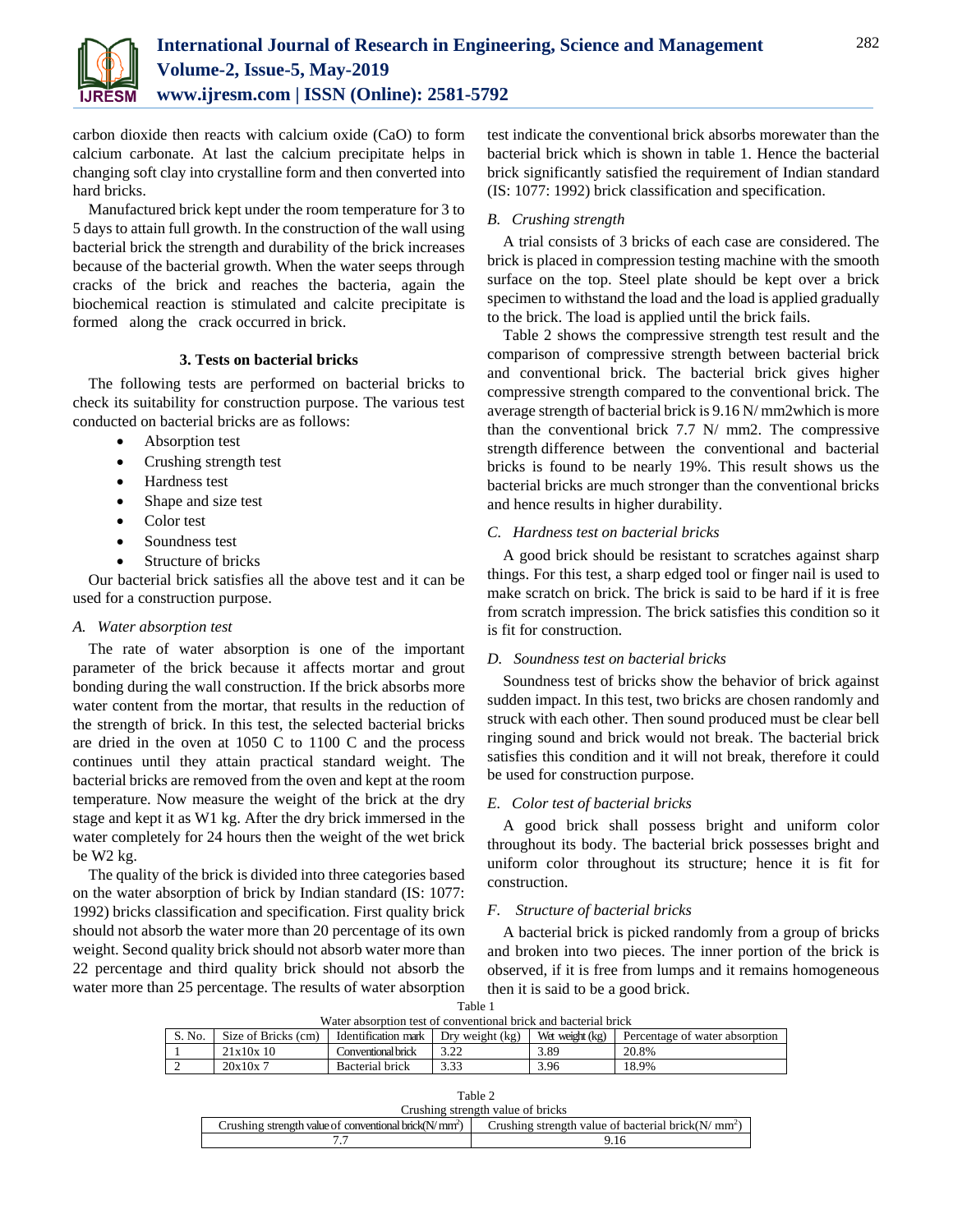carbon dioxide then reacts with calcium oxide (CaO) to form calcium carbonate. At last the calcium precipitate helps in changing soft clay into crystalline form and then converted into hard bricks.

Manufactured brick kept under the room temperature for 3 to 5 days to attain full growth. In the construction of the wall using bacterial brick the strength and durability of the brick increases because of the bacterial growth. When the water seeps through cracks of the brick and reaches the bacteria, again the biochemical reaction is stimulated and calcite precipitate is formed along the crack occurred in brick.

## 3. Tests on bacterial bricks

The following tests are performed on bacterial bricks to check its suitability for construction purpose. The various test conducted on bacterial bricks are as follows:

- Absorption test
- Crushing strength test
- Hardness test
- Shape and size test
- Color test
- Soundness test
- Structure of bricks

Our bacterial brick satisfies all the above test and it can be used for a construction purpose.

### *A. Water absorption test*

The rate of water absorption is one of the important parameter of the brick because it affects mortar and grout bonding during the wall construction. If the brick absorbs more water content from the mortar, that results in the reduction of the strength of brick. In this test, the selected bacterial bricks are dried in the oven at 1050 C to 1100 C and the process continues until they attain practical standard weight. The bacterial bricks are removed from the oven and kept at the room temperature. Now measure the weight of the brick at the dry stage and kept it as W1 kg. After the dry brick immersed in the water completely for 24 hours then the weight of the wet brick be W2 kg.

The quality of the brick is divided into three categories based on the water absorption of brick by Indian standard (IS: 1077: 1992) bricks classification and specification. First quality brick should not absorb the water more than 20 percentage of its own weight. Second quality brick should not absorb water more than 22 percentage and third quality brick should not absorb the water more than 25 percentage. The results of water absorption test indicate the conventional brick absorbs morewater than the bacterial brick which is shown in table 1. Hence the bacterial brick significantly satisfied the requirement of Indian standard (IS: 1077: 1992) brick classification and specification.

### *B. Crushing strength*

A trial consists of 3 bricks of each case are considered. The brick is placed in compression testing machine with the smooth surface on the top. Steel plate should be kept over a brick specimen to withstand the load and the load is applied gradually to the brick. The load is applied until the brick fails.

Table 2 shows the compressive strength test result and the comparison of compressive strength between bacterial brick and conventional brick. The bacterial brick gives higher compressive strength compared to the conventional brick. The average strength of bacterial brick is 9.16 N/ mm2which is more than the conventional brick 7.7 N/ mm2. The compressive strength difference between the conventional and bacterial bricks is found to be nearly 19%. This result shows us the bacterial bricks are much stronger than the conventional bricks and hence results in higher durability.

### *C. Hardness test on bacterial bricks*

A good brick should be resistant to scratches against sharp things. For this test, a sharp edged tool or finger nail is used to make scratch on brick. The brick is said to be hard if it is free from scratch impression. The brick satisfies this condition so it is fit for construction.

### *D. Soundness test on bacterial bricks*

Soundness test of bricks show the behavior of brick against sudden impact. In this test, two bricks are chosen randomly and struck with each other. Then sound produced must be clear bell ringing sound and brick would not break. The bacterial brick satisfies this condition and it will not break, therefore it could be used for construction purpose.

### *E. Color test of bacterial bricks*

A good brick shall possess bright and uniform color throughout its body. The bacterial brick possesses bright and uniform color throughout its structure; hence it is fit for construction.

### *F. Structure of bacterial bricks*

A bacterial brick is picked randomly from a group of bricks and broken into two pieces. The inner portion of the brick is observed, if it is free from lumps and it remains homogeneous then it is said to be a good brick.

Table 1
Water absorption test of conventional brick and bacterial brick

| S. No. | Size of Bricks (cm) | Identification mark | Dry weight (kg) | Wet weight (kg) | Percentage of water absorption |
|---|---|---|---|---|---|
| 1 | 21x10x 10 | Conventional brick | 3.22 | 3.89 | 20.8% |
| 2 | 20x10x 7 | Bacterial brick | 3.33 | 3.96 | 18.9% |

Table 2
Crushing strength value of bricks

| Crushing strength value of conventional brick($N/mm^2$) | Crushing strength value of bacterial brick($N/mm^2$) |
|---|---|
| 7.7 | 9.16 |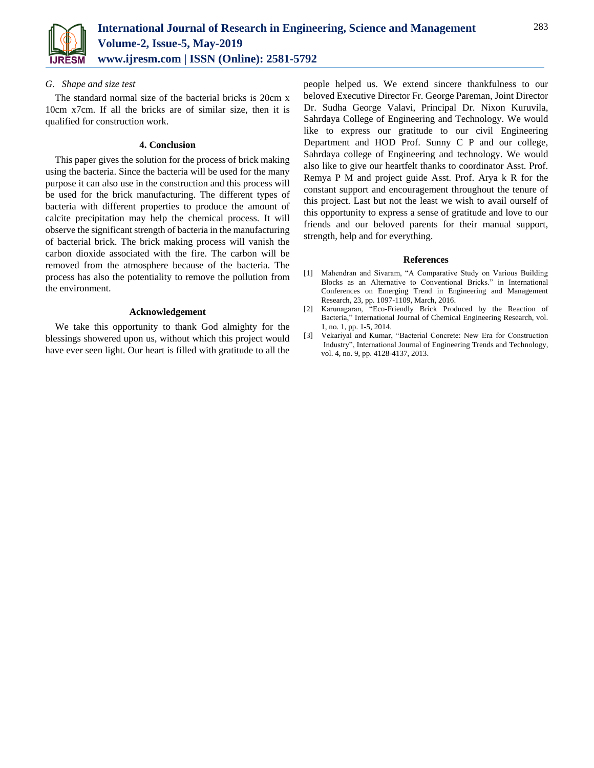*G. Shape and size test*

The standard normal size of the bacterial bricks is 20cm x 10cm x7cm. If all the bricks are of similar size, then it is qualified for construction work.

## 4. Conclusion

This paper gives the solution for the process of brick making using the bacteria. Since the bacteria will be used for the many purpose it can also use in the construction and this process will be used for the brick manufacturing. The different types of bacteria with different properties to produce the amount of calcite precipitation may help the chemical process. It will observe the significant strength of bacteria in the manufacturing of bacterial brick. The brick making process will vanish the carbon dioxide associated with the fire. The carbon will be removed from the atmosphere because of the bacteria. The process has also the potentiality to remove the pollution from the environment.

## Acknowledgement

We take this opportunity to thank God almighty for the blessings showered upon us, without which this project would have ever seen light. Our heart is filled with gratitude to all the people helped us. We extend sincere thankfulness to our beloved Executive Director Fr. George Pareman, Joint Director Dr. Sudha George Valavi, Principal Dr. Nixon Kuruvila, Sahrdaya College of Engineering and Technology. We would like to express our gratitude to our civil Engineering Department and HOD Prof. Sunny C P and our college, Sahrdaya college of Engineering and technology. We would also like to give our heartfelt thanks to coordinator Asst. Prof. Remya P M and project guide Asst. Prof. Arya k R for the constant support and encouragement throughout the tenure of this project. Last but not the least we wish to avail ourself of this opportunity to express a sense of gratitude and love to our friends and our beloved parents for their manual support, strength, help and for everything.

## References

[1] Mahendran and Sivaram, "A Comparative Study on Various Building Blocks as an Alternative to Conventional Bricks." in International Conferences on Emerging Trend in Engineering and Management Research, 23, pp. 1097-1109, March, 2016.

[2] Karunagaran, "Eco-Friendly Brick Produced by the Reaction of Bacteria," International Journal of Chemical Engineering Research, vol. 1, no. 1, pp. 1-5, 2014.

[3] Vekariyal and Kumar, "Bacterial Concrete: New Era for Construction Industry", International Journal of Engineering Trends and Technology, vol. 4, no. 9, pp. 4128-4137, 2013.